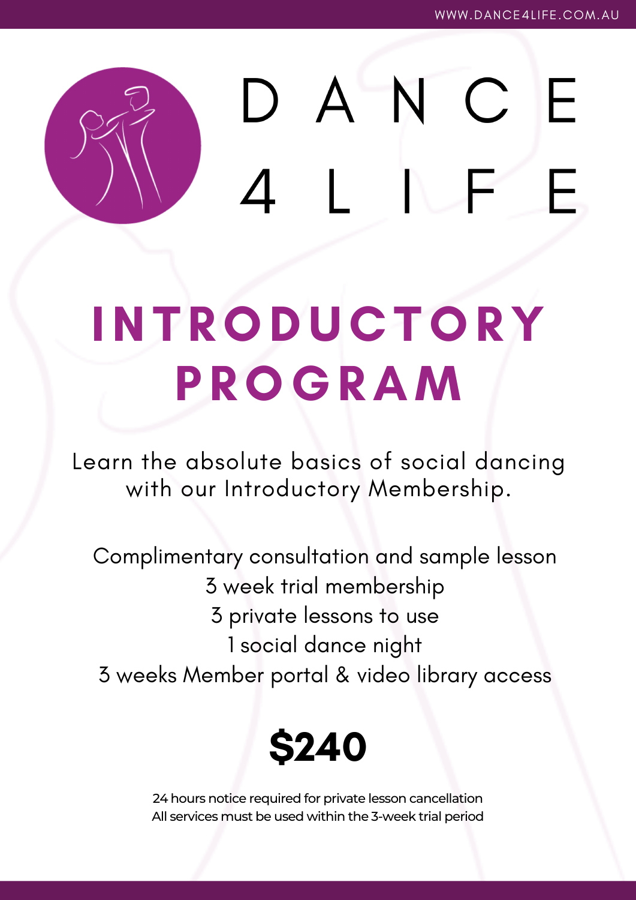# DANCE 4 LIFE

WWW.DANCE4LIFE.COM.AU

## INTRODUCTORY PROGRAM

Learn the absolute basics of social dancing with our Introductory Membership.

Complimentary consultation and sample lesson
3 week trial membership
3 private lessons to use
1 social dance night
3 weeks Member portal & video library access

**$240**

24 hours notice required for private lesson cancellation
All services must be used within the 3-week trial period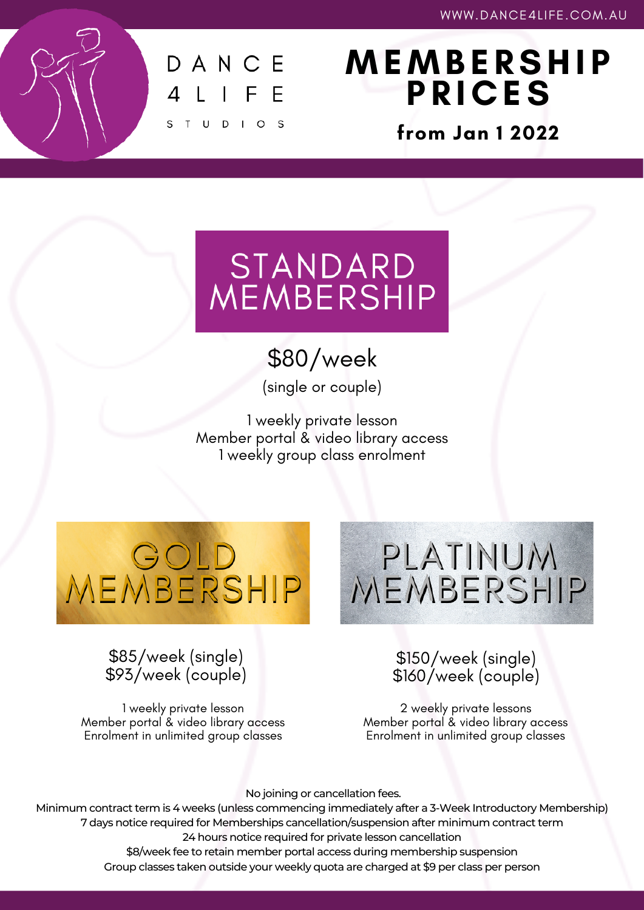WWW.DANCE4LIFE.COM.AU

DANCE 4 LIFE STUDIOS

# MEMBERSHIP PRICES

**from Jan 1 2022**

## STANDARD MEMBERSHIP

$80/week

(single or couple)

1 weekly private lesson
Member portal & video library access
1 weekly group class enrolment

## GOLD MEMBERSHIP

$85/week (single)
$93/week (couple)

1 weekly private lesson
Member portal & video library access
Enrolment in unlimited group classes

## PLATINUM MEMBERSHIP

$150/week (single)
$160/week (couple)

2 weekly private lessons
Member portal & video library access
Enrolment in unlimited group classes

No joining or cancellation fees.
Minimum contract term is 4 weeks (unless commencing immediately after a 3-Week Introductory Membership)
7 days notice required for Memberships cancellation/suspension after minimum contract term
24 hours notice required for private lesson cancellation
$8/week fee to retain member portal access during membership suspension
Group classes taken outside your weekly quota are charged at $9 per class per person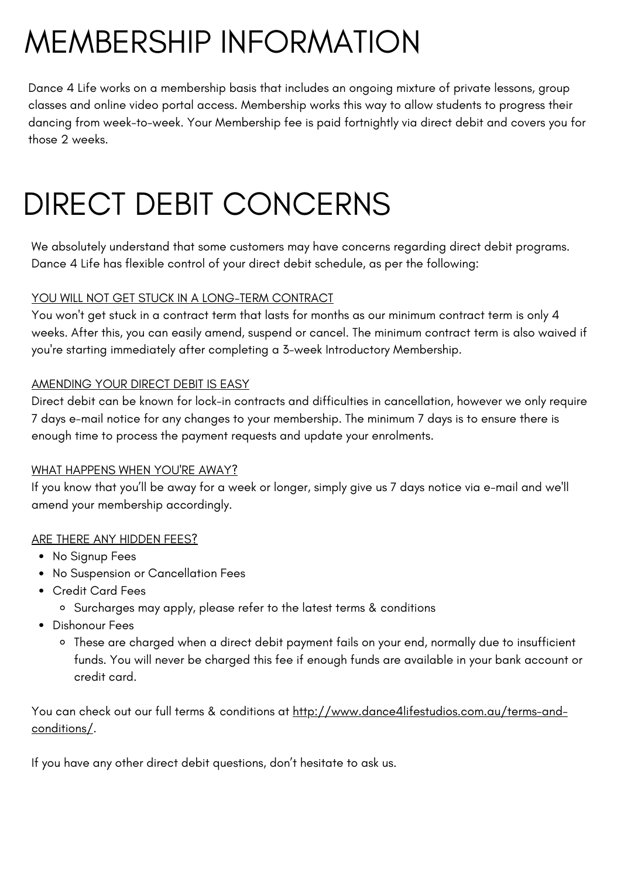# MEMBERSHIP INFORMATION

Dance 4 Life works on a membership basis that includes an ongoing mixture of private lessons, group classes and online video portal access. Membership works this way to allow students to progress their dancing from week-to-week. Your Membership fee is paid fortnightly via direct debit and covers you for those 2 weeks.

# DIRECT DEBIT CONCERNS

We absolutely understand that some customers may have concerns regarding direct debit programs. Dance 4 Life has flexible control of your direct debit schedule, as per the following:

<u>YOU WILL NOT GET STUCK IN A LONG-TERM CONTRACT</u>

You won't get stuck in a contract term that lasts for months as our minimum contract term is only 4 weeks. After this, you can easily amend, suspend or cancel. The minimum contract term is also waived if you're starting immediately after completing a 3-week Introductory Membership.

<u>AMENDING YOUR DIRECT DEBIT IS EASY</u>

Direct debit can be known for lock-in contracts and difficulties in cancellation, however we only require 7 days e-mail notice for any changes to your membership. The minimum 7 days is to ensure there is enough time to process the payment requests and update your enrolments.

<u>WHAT HAPPENS WHEN YOU'RE AWAY?</u>

If you know that you'll be away for a week or longer, simply give us 7 days notice via e-mail and we'll amend your membership accordingly.

<u>ARE THERE ANY HIDDEN FEES?</u>

- No Signup Fees
- No Suspension or Cancellation Fees
- Credit Card Fees
  - Surcharges may apply, please refer to the latest terms & conditions
- Dishonour Fees
  - These are charged when a direct debit payment fails on your end, normally due to insufficient funds. You will never be charged this fee if enough funds are available in your bank account or credit card.

You can check out our full terms & conditions at [http://www.dance4lifestudios.com.au/terms-and-conditions/](http://www.dance4lifestudios.com.au/terms-and-conditions/).

If you have any other direct debit questions, don't hesitate to ask us.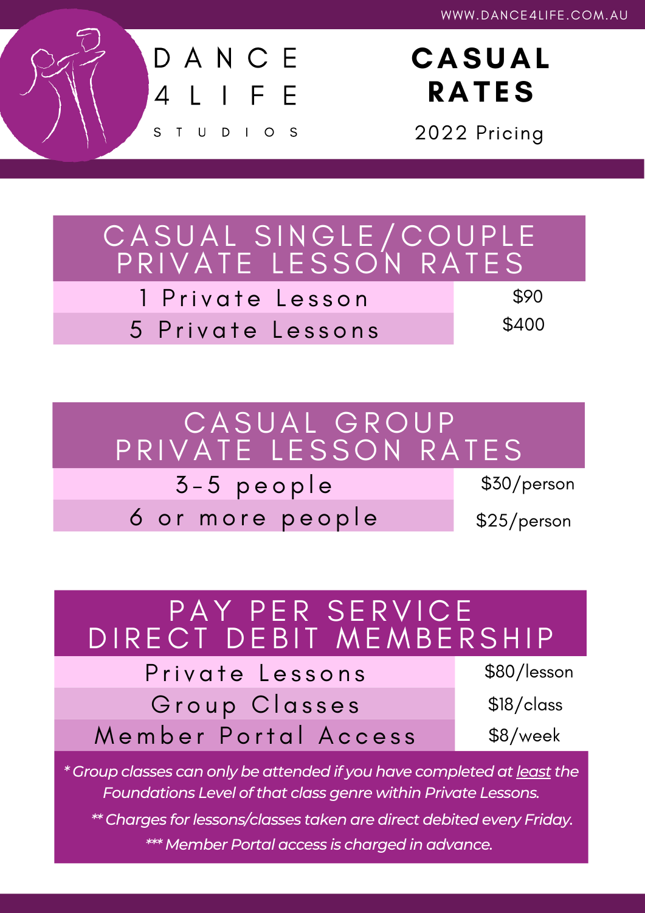WWW.DANCE4LIFE.COM.AU

# DANCE 4 LIFE STUDIOS

# CASUAL RATES

2022 Pricing

## CASUAL SINGLE/COUPLE PRIVATE LESSON RATES

| | |
|---|---|
| 1 Private Lesson | $90 |
| 5 Private Lessons | $400 |

## CASUAL GROUP PRIVATE LESSON RATES

| | |
|---|---|
| 3-5 people | $30/person |
| 6 or more people | $25/person |

## PAY PER SERVICE DIRECT DEBIT MEMBERSHIP

| | |
|---|---|
| Private Lessons | $80/lesson |
| Group Classes | $18/class |
| Member Portal Access | $8/week |

*\* Group classes can only be attended if you have completed at least the Foundations Level of that class genre within Private Lessons.*

*\*\* Charges for lessons/classes taken are direct debited every Friday.*

*\*\*\* Member Portal access is charged in advance.*